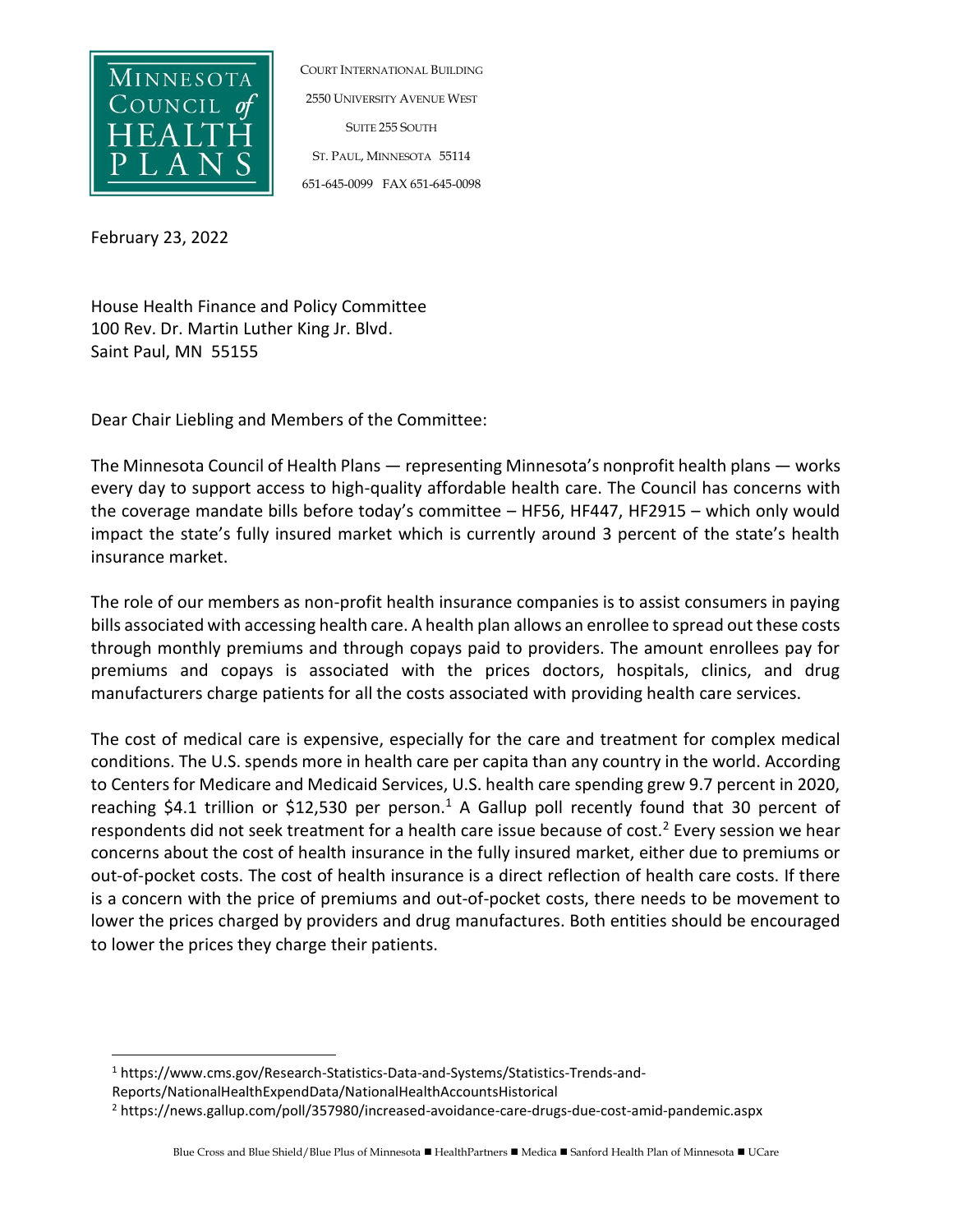MINNESOTA COUNCIL of HEALTH PLANS

COURT INTERNATIONAL BUILDING
2550 UNIVERSITY AVENUE WEST
SUITE 255 SOUTH
ST. PAUL, MINNESOTA 55114
651-645-0099 FAX 651-645-0098

February 23, 2022

House Health Finance and Policy Committee
100 Rev. Dr. Martin Luther King Jr. Blvd.
Saint Paul, MN 55155

Dear Chair Liebling and Members of the Committee:

The Minnesota Council of Health Plans — representing Minnesota's nonprofit health plans — works every day to support access to high-quality affordable health care. The Council has concerns with the coverage mandate bills before today's committee – HF56, HF447, HF2915 – which only would impact the state's fully insured market which is currently around 3 percent of the state's health insurance market.

The role of our members as non-profit health insurance companies is to assist consumers in paying bills associated with accessing health care. A health plan allows an enrollee to spread out these costs through monthly premiums and through copays paid to providers. The amount enrollees pay for premiums and copays is associated with the prices doctors, hospitals, clinics, and drug manufacturers charge patients for all the costs associated with providing health care services.

The cost of medical care is expensive, especially for the care and treatment for complex medical conditions. The U.S. spends more in health care per capita than any country in the world. According to Centers for Medicare and Medicaid Services, U.S. health care spending grew 9.7 percent in 2020, reaching $4.1 trillion or $12,530 per person.[1] A Gallup poll recently found that 30 percent of respondents did not seek treatment for a health care issue because of cost.[2] Every session we hear concerns about the cost of health insurance in the fully insured market, either due to premiums or out-of-pocket costs. The cost of health insurance is a direct reflection of health care costs. If there is a concern with the price of premiums and out-of-pocket costs, there needs to be movement to lower the prices charged by providers and drug manufactures. Both entities should be encouraged to lower the prices they charge their patients.

---

[1] https://www.cms.gov/Research-Statistics-Data-and-Systems/Statistics-Trends-and-Reports/NationalHealthExpendData/NationalHealthAccountsHistorical

[2] https://news.gallup.com/poll/357980/increased-avoidance-care-drugs-due-cost-amid-pandemic.aspx

Blue Cross and Blue Shield/Blue Plus of Minnesota ■ HealthPartners ■ Medica ■ Sanford Health Plan of Minnesota ■ UCare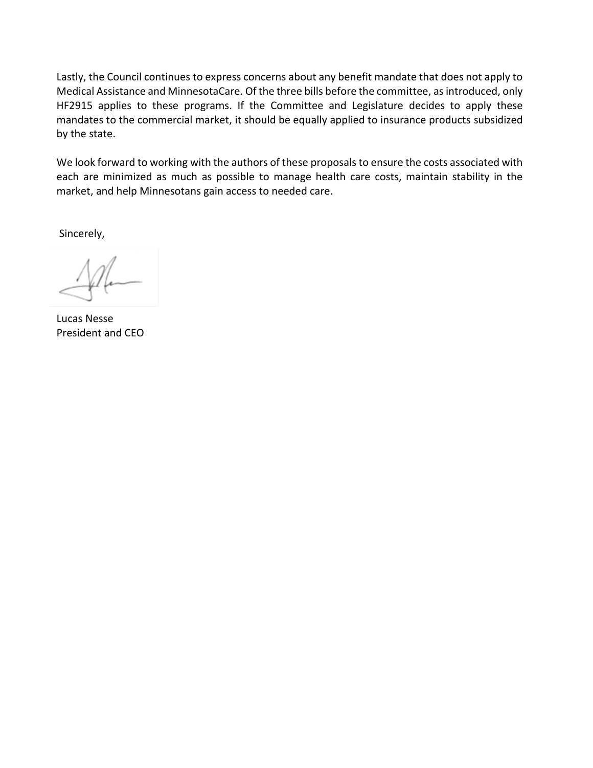Lastly, the Council continues to express concerns about any benefit mandate that does not apply to Medical Assistance and MinnesotaCare. Of the three bills before the committee, as introduced, only HF2915 applies to these programs. If the Committee and Legislature decides to apply these mandates to the commercial market, it should be equally applied to insurance products subsidized by the state.

We look forward to working with the authors of these proposals to ensure the costs associated with each are minimized as much as possible to manage health care costs, maintain stability in the market, and help Minnesotans gain access to needed care.

Sincerely,

Lucas Nesse
President and CEO